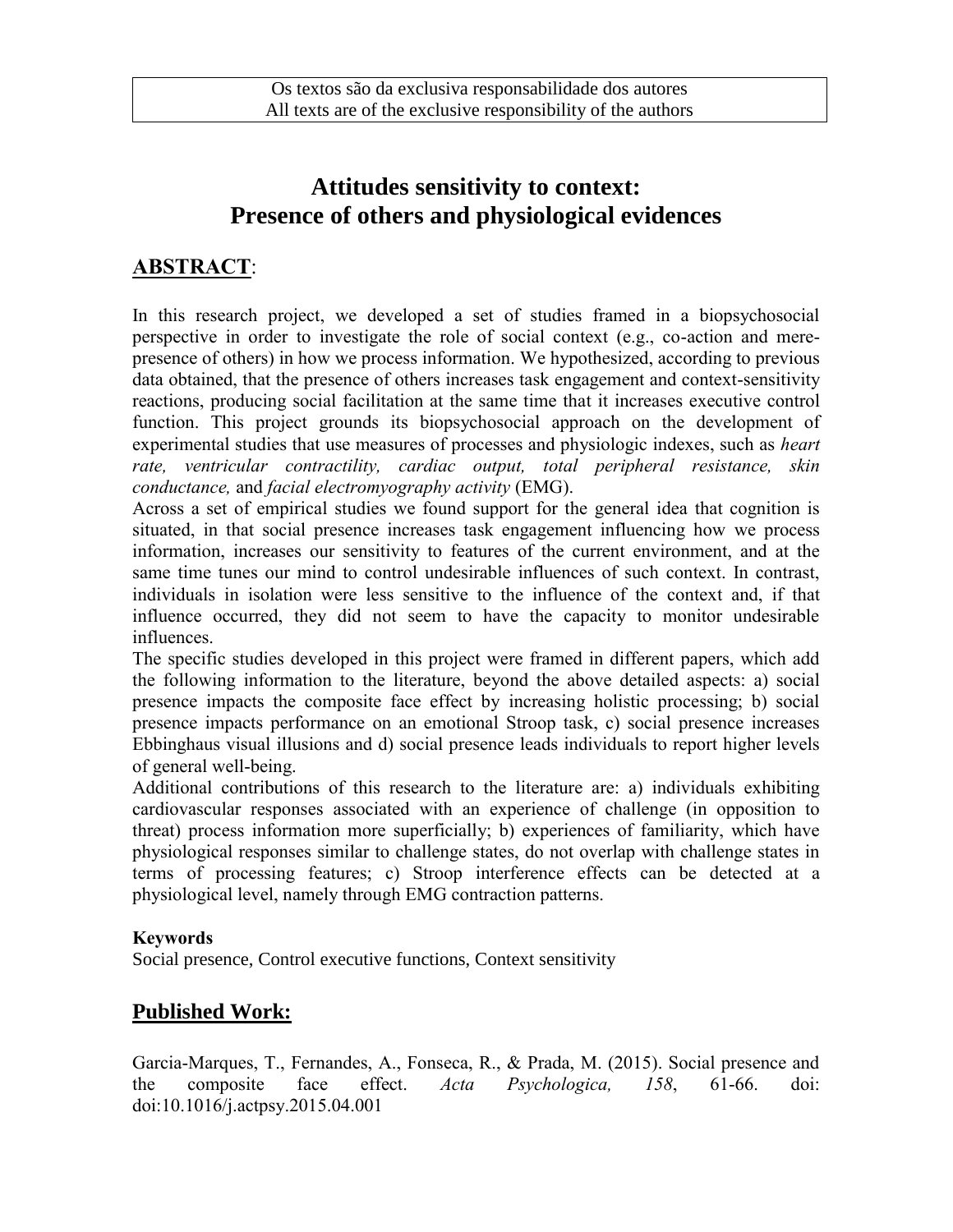Os textos são da exclusiva responsabilidade dos autores
All texts are of the exclusive responsibility of the authors

# Attitudes sensitivity to context: Presence of others and physiological evidences

## ABSTRACT:

In this research project, we developed a set of studies framed in a biopsychosocial perspective in order to investigate the role of social context (e.g., co-action and mere-presence of others) in how we process information. We hypothesized, according to previous data obtained, that the presence of others increases task engagement and context-sensitivity reactions, producing social facilitation at the same time that it increases executive control function. This project grounds its biopsychosocial approach on the development of experimental studies that use measures of processes and physiologic indexes, such as *heart rate, ventricular contractility, cardiac output, total peripheral resistance, skin conductance,* and *facial electromyography activity* (EMG).

Across a set of empirical studies we found support for the general idea that cognition is situated, in that social presence increases task engagement influencing how we process information, increases our sensitivity to features of the current environment, and at the same time tunes our mind to control undesirable influences of such context. In contrast, individuals in isolation were less sensitive to the influence of the context and, if that influence occurred, they did not seem to have the capacity to monitor undesirable influences.

The specific studies developed in this project were framed in different papers, which add the following information to the literature, beyond the above detailed aspects: a) social presence impacts the composite face effect by increasing holistic processing; b) social presence impacts performance on an emotional Stroop task, c) social presence increases Ebbinghaus visual illusions and d) social presence leads individuals to report higher levels of general well-being.

Additional contributions of this research to the literature are: a) individuals exhibiting cardiovascular responses associated with an experience of challenge (in opposition to threat) process information more superficially; b) experiences of familiarity, which have physiological responses similar to challenge states, do not overlap with challenge states in terms of processing features; c) Stroop interference effects can be detected at a physiological level, namely through EMG contraction patterns.

**Keywords**

Social presence, Control executive functions, Context sensitivity

## Published Work:

Garcia-Marques, T., Fernandes, A., Fonseca, R., & Prada, M. (2015). Social presence and the composite face effect. *Acta Psychologica, 158*, 61-66. doi: doi:10.1016/j.actpsy.2015.04.001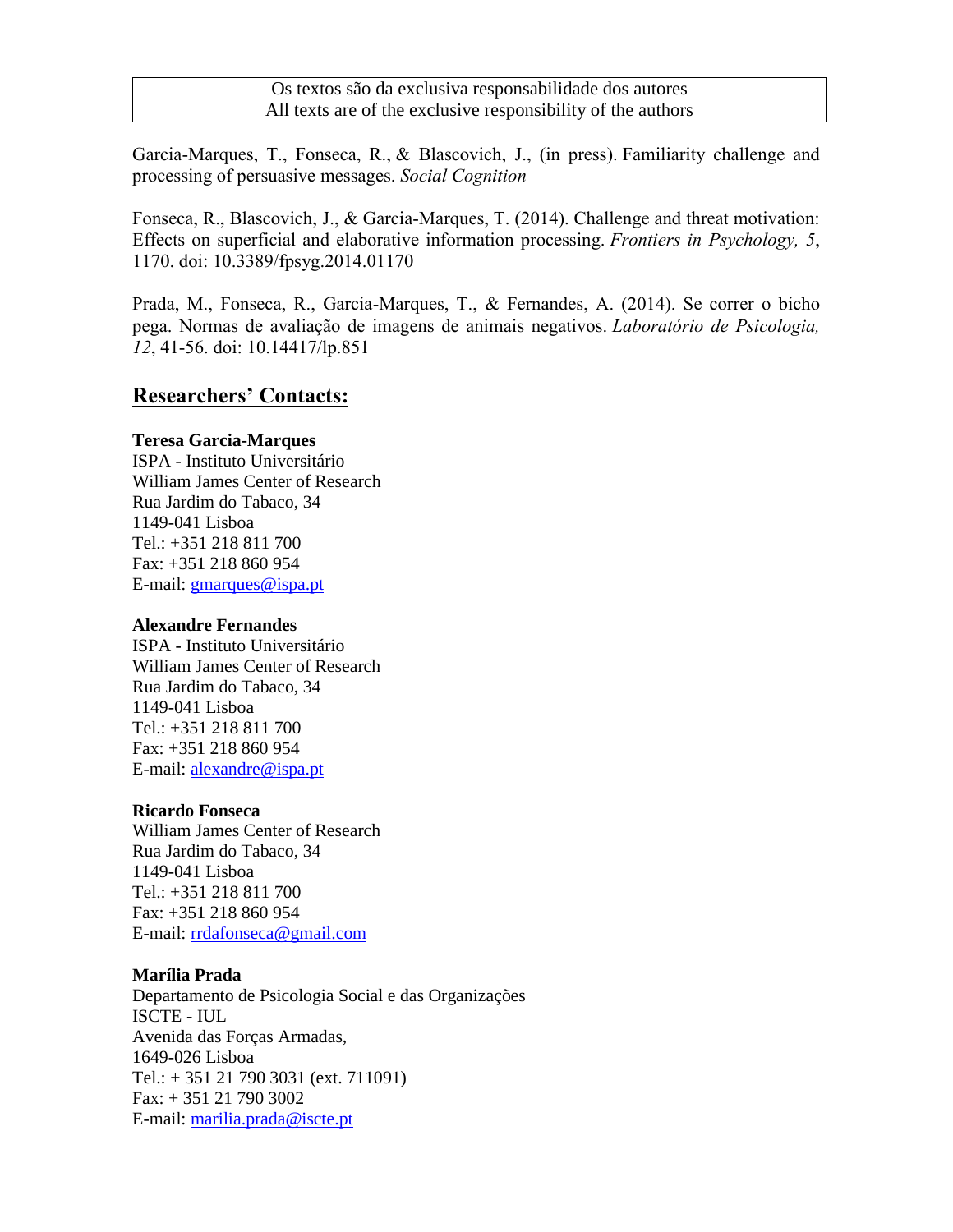| Os textos são da exclusiva responsabilidade dos autores<br>All texts are of the exclusive responsibility of the authors |
| --- |

Garcia-Marques, T., Fonseca, R., & Blascovich, J., (in press). Familiarity challenge and processing of persuasive messages. *Social Cognition*

Fonseca, R., Blascovich, J., & Garcia-Marques, T. (2014). Challenge and threat motivation: Effects on superficial and elaborative information processing. *Frontiers in Psychology, 5*, 1170. doi: 10.3389/fpsyg.2014.01170

Prada, M., Fonseca, R., Garcia-Marques, T., & Fernandes, A. (2014). Se correr o bicho pega. Normas de avaliação de imagens de animais negativos. *Laboratório de Psicologia, 12*, 41-56. doi: 10.14417/lp.851

## Researchers' Contacts:

**Teresa Garcia-Marques**
ISPA - Instituto Universitário
William James Center of Research
Rua Jardim do Tabaco, 34
1149-041 Lisboa
Tel.: +351 218 811 700
Fax: +351 218 860 954
E-mail: gmarques@ispa.pt

**Alexandre Fernandes**
ISPA - Instituto Universitário
William James Center of Research
Rua Jardim do Tabaco, 34
1149-041 Lisboa
Tel.: +351 218 811 700
Fax: +351 218 860 954
E-mail: alexandre@ispa.pt

**Ricardo Fonseca**
William James Center of Research
Rua Jardim do Tabaco, 34
1149-041 Lisboa
Tel.: +351 218 811 700
Fax: +351 218 860 954
E-mail: rrdafonseca@gmail.com

**Marília Prada**
Departamento de Psicologia Social e das Organizações
ISCTE - IUL
Avenida das Forças Armadas,
1649-026 Lisboa
Tel.: + 351 21 790 3031 (ext. 711091)
Fax: + 351 21 790 3002
E-mail: marilia.prada@iscte.pt